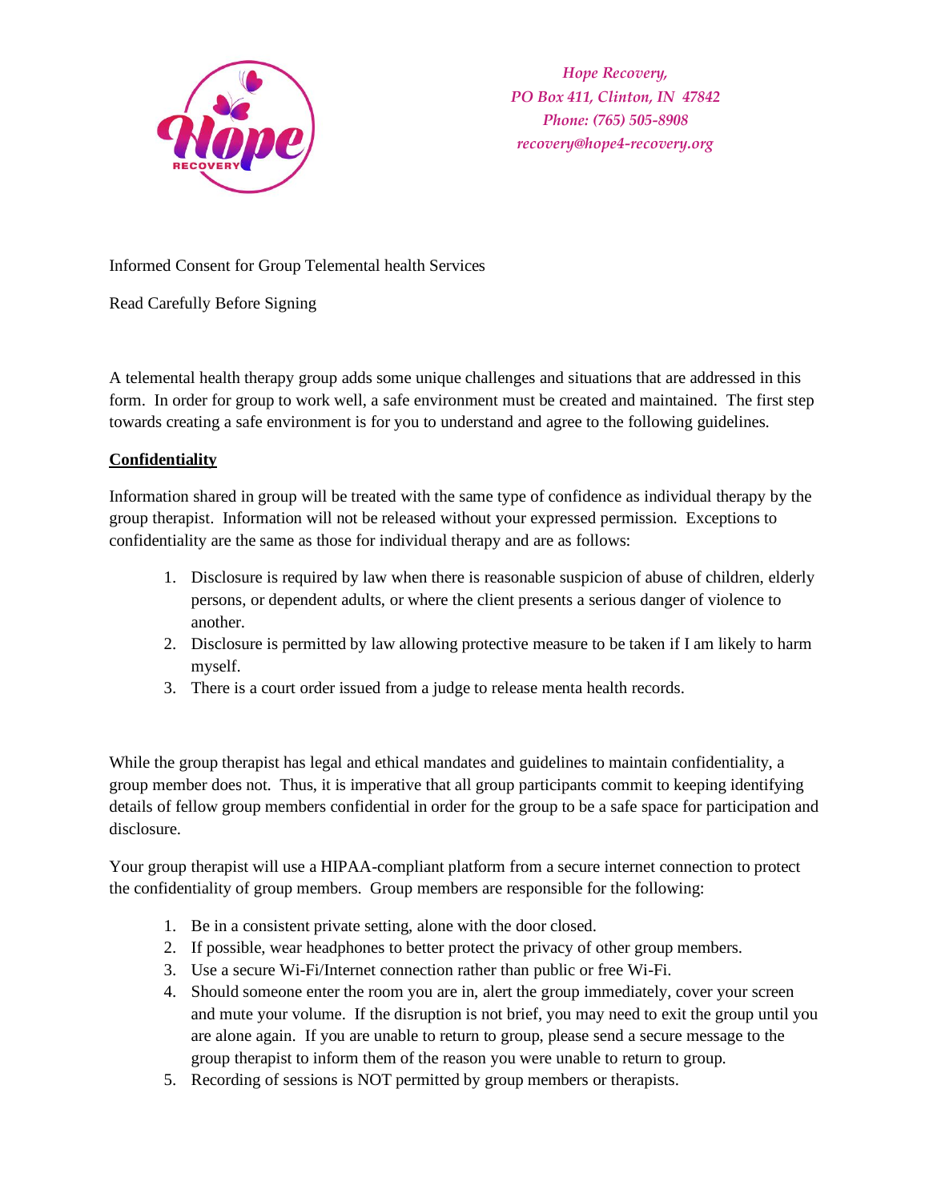*Hope Recovery,*
*PO Box 411, Clinton, IN 47842*
*Phone: (765) 505-8908*
*recovery@hope4-recovery.org*

Informed Consent for Group Telemental health Services

Read Carefully Before Signing

A telemental health therapy group adds some unique challenges and situations that are addressed in this form. In order for group to work well, a safe environment must be created and maintained. The first step towards creating a safe environment is for you to understand and agree to the following guidelines.

**Confidentiality**

Information shared in group will be treated with the same type of confidence as individual therapy by the group therapist. Information will not be released without your expressed permission. Exceptions to confidentiality are the same as those for individual therapy and are as follows:

1. Disclosure is required by law when there is reasonable suspicion of abuse of children, elderly persons, or dependent adults, or where the client presents a serious danger of violence to another.
2. Disclosure is permitted by law allowing protective measure to be taken if I am likely to harm myself.
3. There is a court order issued from a judge to release menta health records.

While the group therapist has legal and ethical mandates and guidelines to maintain confidentiality, a group member does not. Thus, it is imperative that all group participants commit to keeping identifying details of fellow group members confidential in order for the group to be a safe space for participation and disclosure.

Your group therapist will use a HIPAA-compliant platform from a secure internet connection to protect the confidentiality of group members. Group members are responsible for the following:

1. Be in a consistent private setting, alone with the door closed.
2. If possible, wear headphones to better protect the privacy of other group members.
3. Use a secure Wi-Fi/Internet connection rather than public or free Wi-Fi.
4. Should someone enter the room you are in, alert the group immediately, cover your screen and mute your volume. If the disruption is not brief, you may need to exit the group until you are alone again. If you are unable to return to group, please send a secure message to the group therapist to inform them of the reason you were unable to return to group.
5. Recording of sessions is NOT permitted by group members or therapists.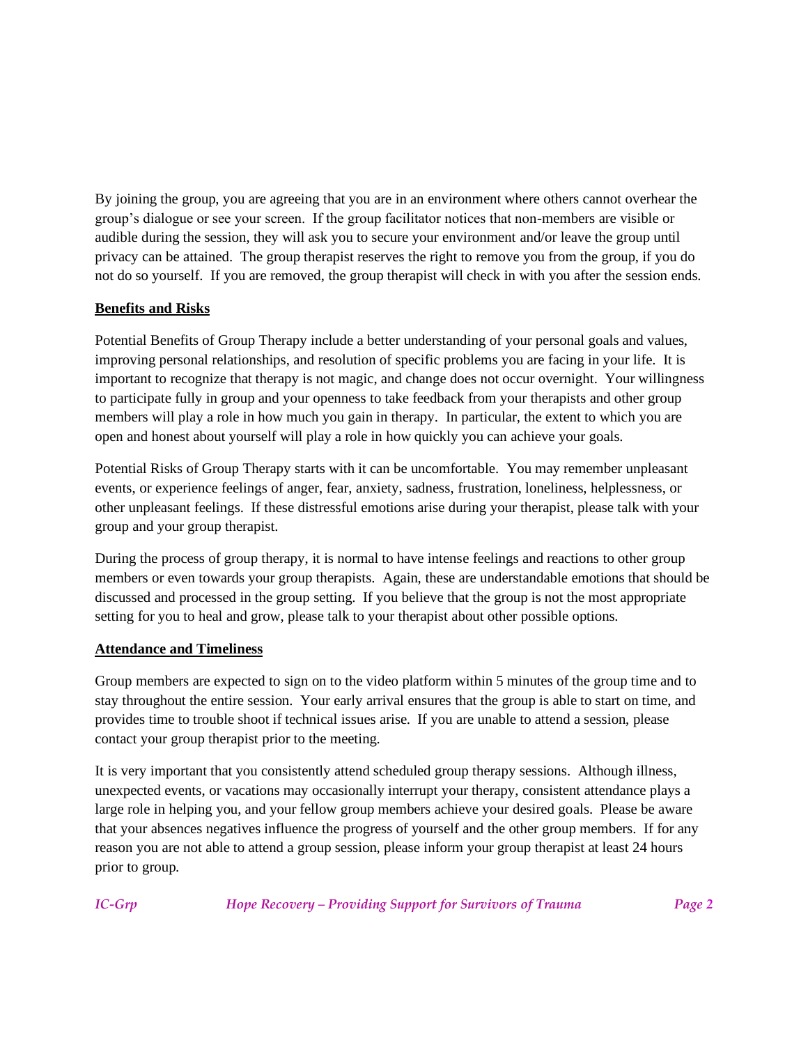By joining the group, you are agreeing that you are in an environment where others cannot overhear the group's dialogue or see your screen. If the group facilitator notices that non-members are visible or audible during the session, they will ask you to secure your environment and/or leave the group until privacy can be attained. The group therapist reserves the right to remove you from the group, if you do not do so yourself. If you are removed, the group therapist will check in with you after the session ends.

## Benefits and Risks

Potential Benefits of Group Therapy include a better understanding of your personal goals and values, improving personal relationships, and resolution of specific problems you are facing in your life. It is important to recognize that therapy is not magic, and change does not occur overnight. Your willingness to participate fully in group and your openness to take feedback from your therapists and other group members will play a role in how much you gain in therapy. In particular, the extent to which you are open and honest about yourself will play a role in how quickly you can achieve your goals.

Potential Risks of Group Therapy starts with it can be uncomfortable. You may remember unpleasant events, or experience feelings of anger, fear, anxiety, sadness, frustration, loneliness, helplessness, or other unpleasant feelings. If these distressful emotions arise during your therapist, please talk with your group and your group therapist.

During the process of group therapy, it is normal to have intense feelings and reactions to other group members or even towards your group therapists. Again, these are understandable emotions that should be discussed and processed in the group setting. If you believe that the group is not the most appropriate setting for you to heal and grow, please talk to your therapist about other possible options.

## Attendance and Timeliness

Group members are expected to sign on to the video platform within 5 minutes of the group time and to stay throughout the entire session. Your early arrival ensures that the group is able to start on time, and provides time to trouble shoot if technical issues arise. If you are unable to attend a session, please contact your group therapist prior to the meeting.

It is very important that you consistently attend scheduled group therapy sessions. Although illness, unexpected events, or vacations may occasionally interrupt your therapy, consistent attendance plays a large role in helping you, and your fellow group members achieve your desired goals. Please be aware that your absences negatives influence the progress of yourself and the other group members. If for any reason you are not able to attend a group session, please inform your group therapist at least 24 hours prior to group.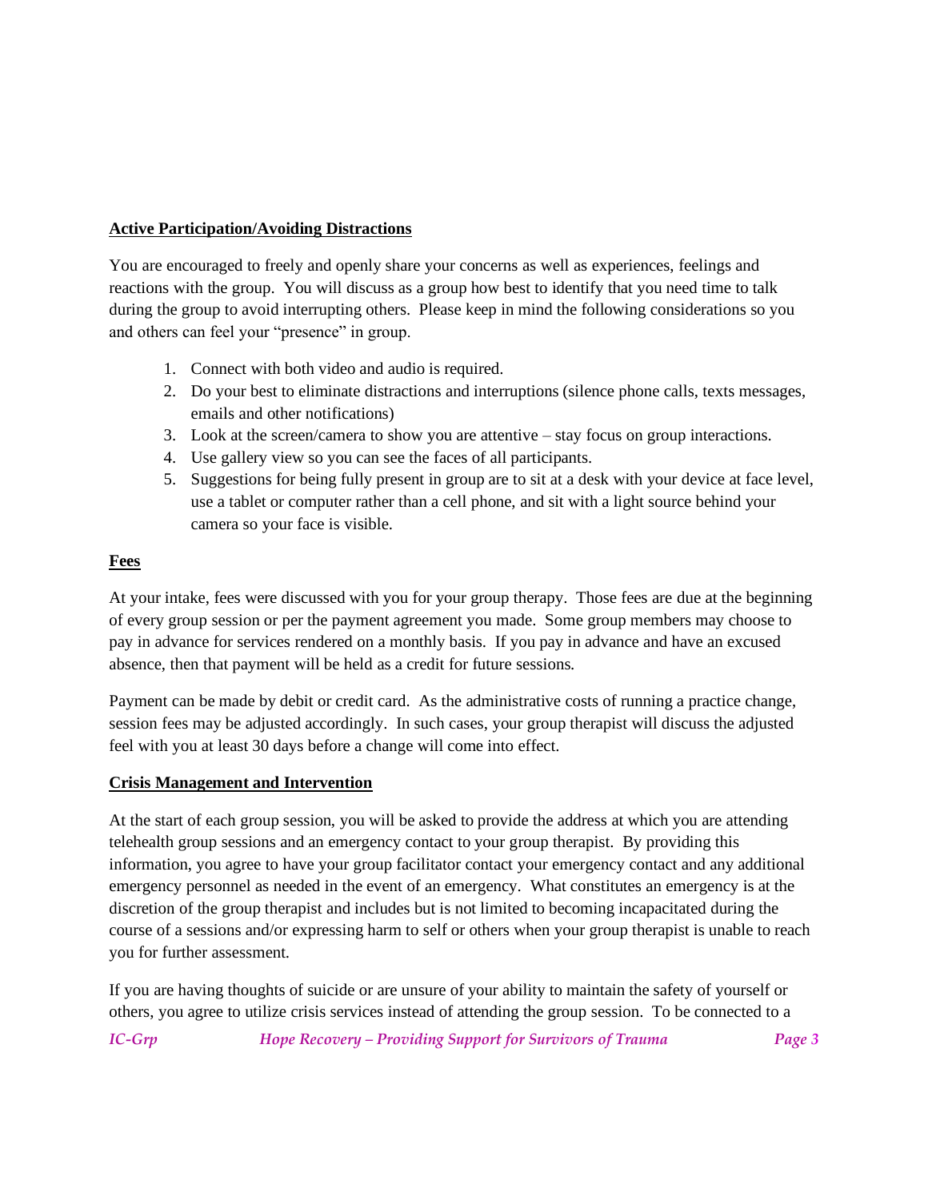**Active Participation/Avoiding Distractions**

You are encouraged to freely and openly share your concerns as well as experiences, feelings and reactions with the group. You will discuss as a group how best to identify that you need time to talk during the group to avoid interrupting others. Please keep in mind the following considerations so you and others can feel your "presence" in group.

1. Connect with both video and audio is required.
2. Do your best to eliminate distractions and interruptions (silence phone calls, texts messages, emails and other notifications)
3. Look at the screen/camera to show you are attentive – stay focus on group interactions.
4. Use gallery view so you can see the faces of all participants.
5. Suggestions for being fully present in group are to sit at a desk with your device at face level, use a tablet or computer rather than a cell phone, and sit with a light source behind your camera so your face is visible.

**Fees**

At your intake, fees were discussed with you for your group therapy. Those fees are due at the beginning of every group session or per the payment agreement you made. Some group members may choose to pay in advance for services rendered on a monthly basis. If you pay in advance and have an excused absence, then that payment will be held as a credit for future sessions.

Payment can be made by debit or credit card. As the administrative costs of running a practice change, session fees may be adjusted accordingly. In such cases, your group therapist will discuss the adjusted feel with you at least 30 days before a change will come into effect.

**Crisis Management and Intervention**

At the start of each group session, you will be asked to provide the address at which you are attending telehealth group sessions and an emergency contact to your group therapist. By providing this information, you agree to have your group facilitator contact your emergency contact and any additional emergency personnel as needed in the event of an emergency. What constitutes an emergency is at the discretion of the group therapist and includes but is not limited to becoming incapacitated during the course of a sessions and/or expressing harm to self or others when your group therapist is unable to reach you for further assessment.

If you are having thoughts of suicide or are unsure of your ability to maintain the safety of yourself or others, you agree to utilize crisis services instead of attending the group session. To be connected to a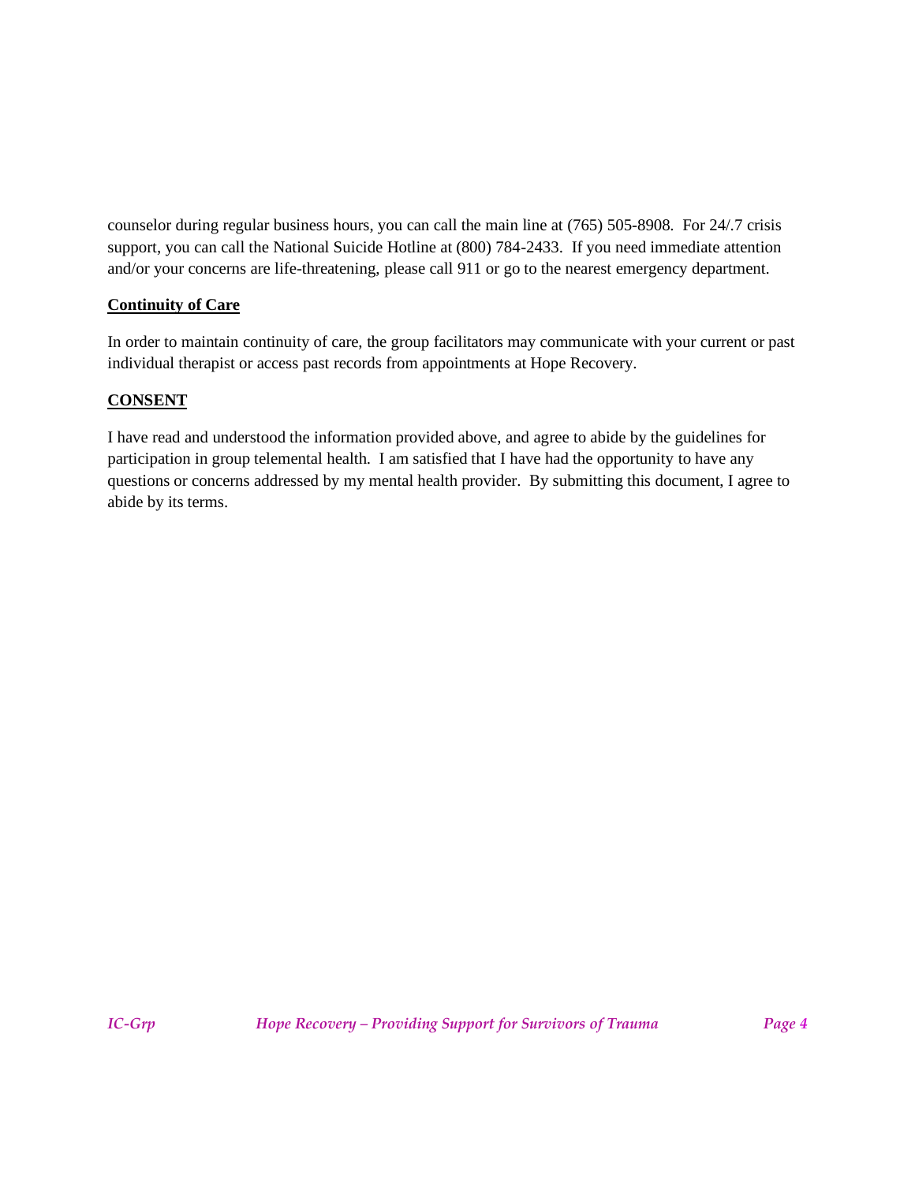counselor during regular business hours, you can call the main line at (765) 505-8908. For 24/.7 crisis support, you can call the National Suicide Hotline at (800) 784-2433. If you need immediate attention and/or your concerns are life-threatening, please call 911 or go to the nearest emergency department.

**Continuity of Care**

In order to maintain continuity of care, the group facilitators may communicate with your current or past individual therapist or access past records from appointments at Hope Recovery.

**CONSENT**

I have read and understood the information provided above, and agree to abide by the guidelines for participation in group telemental health. I am satisfied that I have had the opportunity to have any questions or concerns addressed by my mental health provider. By submitting this document, I agree to abide by its terms.